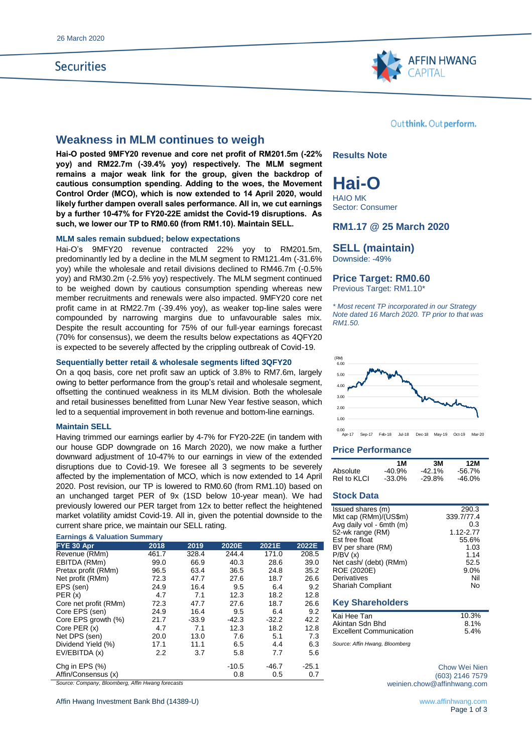26 March 2020

Securities

AFFIN HWANG CAPITAL

Outthink. Outperform.

# Weakness in MLM continues to weigh

**Hai-O posted 9MFY20 revenue and core net profit of RM201.5m (-22% yoy) and RM22.7m (-39.4% yoy) respectively. The MLM segment remains a major weak link for the group, given the backdrop of cautious consumption spending. Adding to the woes, the Movement Control Order (MCO), which is now extended to 14 April 2020, would likely further dampen overall sales performance. All in, we cut earnings by a further 10-47% for FY20-22E amidst the Covid-19 disruptions. As such, we lower our TP to RM0.60 (from RM1.10). Maintain SELL.**

### MLM sales remain subdued; below expectations

Hai-O's 9MFY20 revenue contracted 22% yoy to RM201.5m, predominantly led by a decline in the MLM segment to RM121.4m (-31.6% yoy) while the wholesale and retail divisions declined to RM46.7m (-0.5% yoy) and RM30.2m (-2.5% yoy) respectively. The MLM segment continued to be weighed down by cautious consumption spending whereas new member recruitments and renewals were also impacted. 9MFY20 core net profit came in at RM22.7m (-39.4% yoy), as weaker top-line sales were compounded by narrowing margins due to unfavourable sales mix. Despite the result accounting for 75% of our full-year earnings forecast (70% for consensus), we deem the results below expectations as 4QFY20 is expected to be severely affected by the crippling outbreak of Covid-19.

### Sequentially better retail & wholesale segments lifted 3QFY20

On a qoq basis, core net profit saw an uptick of 3.8% to RM7.6m, largely owing to better performance from the group's retail and wholesale segment, offsetting the continued weakness in its MLM division. Both the wholesale and retail businesses benefitted from Lunar New Year festive season, which led to a sequential improvement in both revenue and bottom-line earnings.

### Maintain SELL

Having trimmed our earnings earlier by 4-7% for FY20-22E (in tandem with our house GDP downgrade on 16 March 2020), we now make a further downward adjustment of 10-47% to our earnings in view of the extended disruptions due to Covid-19. We foresee all 3 segments to be severely affected by the implementation of MCO, which is now extended to 14 April 2020. Post revision, our TP is lowered to RM0.60 (from RM1.10) based on an unchanged target PER of 9x (1SD below 10-year mean). We had previously lowered our PER target from 12x to better reflect the heightened market volatility amidst Covid-19. All in, given the potential downside to the current share price, we maintain our SELL rating.

### Earnings & Valuation Summary

| FYE 30 Apr | 2018 | 2019 | 2020E | 2021E | 2022E |
|---|---|---|---|---|---|
| Revenue (RMm) | 461.7 | 328.4 | 244.4 | 171.0 | 208.5 |
| EBITDA (RMm) | 99.0 | 66.9 | 40.3 | 28.6 | 39.0 |
| Pretax profit (RMm) | 96.5 | 63.4 | 36.5 | 24.8 | 35.2 |
| Net profit (RMm) | 72.3 | 47.7 | 27.6 | 18.7 | 26.6 |
| EPS (sen) | 24.9 | 16.4 | 9.5 | 6.4 | 9.2 |
| PER (x) | 4.7 | 7.1 | 12.3 | 18.2 | 12.8 |
| Core net profit (RMm) | 72.3 | 47.7 | 27.6 | 18.7 | 26.6 |
| Core EPS (sen) | 24.9 | 16.4 | 9.5 | 6.4 | 9.2 |
| Core EPS growth (%) | 21.7 | -33.9 | -42.3 | -32.2 | 42.2 |
| Core PER (x) | 4.7 | 7.1 | 12.3 | 18.2 | 12.8 |
| Net DPS (sen) | 20.0 | 13.0 | 7.6 | 5.1 | 7.3 |
| Dividend Yield (%) | 17.1 | 11.1 | 6.5 | 4.4 | 6.3 |
| EV/EBITDA (x) | 2.2 | 3.7 | 5.8 | 7.7 | 5.6 |
| Chg in EPS (%) | | | -10.5 | -46.7 | -25.1 |
| Affin/Consensus (x) | | | 0.8 | 0.5 | 0.7 |

*Source: Company, Bloomberg, Affin Hwang forecasts*

## Results Note

# Hai-O

HAIO MK
Sector: Consumer

## RM1.17 @ 25 March 2020

## SELL (maintain)

Downside: -49%

## Price Target: RM0.60

Previous Target: RM1.10*

*\* Most recent TP incorporated in our Strategy Note dated 16 March 2020. TP prior to that was RM1.50.*

### Price Performance

| | 1M | 3M | 12M |
|---|---|---|---|
| Absolute | -40.9% | -42.1% | -56.7% |
| Rel to KLCI | -33.0% | -29.8% | -46.0% |

### Stock Data

| | |
|---|---|
| Issued shares (m) | 290.3 |
| Mkt cap (RMm)/(US$m) | 339.7/77.4 |
| Avg daily vol - 6mth (m) | 0.3 |
| 52-wk range (RM) | 1.12-2.77 |
| Est free float | 55.6% |
| BV per share (RM) | 1.03 |
| P/BV (x) | 1.14 |
| Net cash/ (debt) (RMm) | 52.5 |
| ROE (2020E) | 9.0% |
| Derivatives | Nil |
| Shariah Compliant | No |

### Key Shareholders

| | |
|---|---|
| Kai Hee Tan | 10.3% |
| Akintan Sdn Bhd | 8.1% |
| Excellent Communication | 5.4% |

*Source: Affin Hwang, Bloomberg*

Chow Wei Nien
(603) 2146 7579
weinien.chow@affinhwang.com

Affin Hwang Investment Bank Bhd (14389-U)

www.affinhwang.com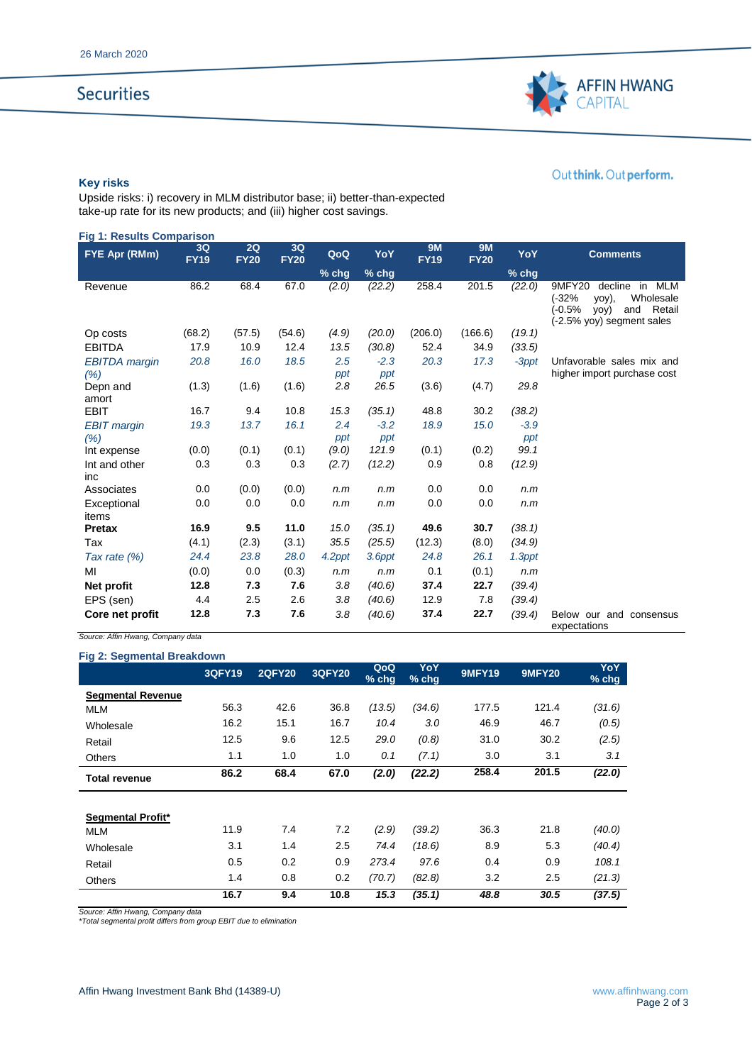### Key risks

Upside risks: i) recovery in MLM distributor base; ii) better-than-expected take-up rate for its new products; and (iii) higher cost savings.

**Fig 1: Results Comparison**

| FYE Apr (RMm) | 3Q FY19 | 2Q FY20 | 3Q FY20 | QoQ % chg | YoY % chg | 9M FY19 | 9M FY20 | YoY % chg | Comments |
|---|---|---|---|---|---|---|---|---|---|
| Revenue | 86.2 | 68.4 | 67.0 | *(2.0)* | *(22.2)* | 258.4 | 201.5 | *(22.0)* | 9MFY20 decline in MLM (-32% yoy), Wholesale (-0.5% yoy) and Retail (-2.5% yoy) segment sales |
| Op costs | (68.2) | (57.5) | (54.6) | *(4.9)* | *(20.0)* | (206.0) | (166.6) | *(19.1)* | |
| EBITDA | 17.9 | 10.9 | 12.4 | *13.5* | *(30.8)* | 52.4 | 34.9 | *(33.5)* | |
| *EBITDA margin (%)* | *20.8* | *16.0* | *18.5* | *2.5 ppt* | *-2.3 ppt* | *20.3* | *17.3* | *-3ppt* | Unfavorable sales mix and higher import purchase cost |
| Depn and amort | (1.3) | (1.6) | (1.6) | *2.8* | *26.5* | (3.6) | (4.7) | *29.8* | |
| EBIT | 16.7 | 9.4 | 10.8 | *15.3* | *(35.1)* | 48.8 | 30.2 | *(38.2)* | |
| *EBIT margin (%)* | *19.3* | *13.7* | *16.1* | *2.4 ppt* | *-3.2 ppt* | *18.9* | *15.0* | *-3.9 ppt* | |
| Int expense | (0.0) | (0.1) | (0.1) | *(9.0)* | *121.9* | (0.1) | (0.2) | *99.1* | |
| Int and other inc | 0.3 | 0.3 | 0.3 | *(2.7)* | *(12.2)* | 0.9 | 0.8 | *(12.9)* | |
| Associates | 0.0 | (0.0) | (0.0) | *n.m* | *n.m* | 0.0 | 0.0 | *n.m* | |
| Exceptional items | 0.0 | 0.0 | 0.0 | *n.m* | *n.m* | 0.0 | 0.0 | *n.m* | |
| **Pretax** | **16.9** | **9.5** | **11.0** | *15.0* | *(35.1)* | **49.6** | **30.7** | *(38.1)* | |
| Tax | (4.1) | (2.3) | (3.1) | *35.5* | *(25.5)* | (12.3) | (8.0) | *(34.9)* | |
| *Tax rate (%)* | *24.4* | *23.8* | *28.0* | *4.2ppt* | *3.6ppt* | *24.8* | *26.1* | *1.3ppt* | |
| MI | (0.0) | 0.0 | (0.3) | *n.m* | *n.m* | 0.1 | (0.1) | *n.m* | |
| **Net profit** | **12.8** | **7.3** | **7.6** | *3.8* | *(40.6)* | **37.4** | **22.7** | *(39.4)* | |
| EPS (sen) | 4.4 | 2.5 | 2.6 | *3.8* | *(40.6)* | 12.9 | 7.8 | *(39.4)* | |
| **Core net profit** | **12.8** | **7.3** | **7.6** | *3.8* | *(40.6)* | **37.4** | **22.7** | *(39.4)* | Below our and consensus expectations |

*Source: Affin Hwang, Company data*

**Fig 2: Segmental Breakdown**

| | 3QFY19 | 2QFY20 | 3QFY20 | QoQ % chg | YoY % chg | 9MFY19 | 9MFY20 | YoY % chg |
|---|---|---|---|---|---|---|---|---|
| **Segmental Revenue** | | | | | | | | |
| MLM | 56.3 | 42.6 | 36.8 | *(13.5)* | *(34.6)* | 177.5 | 121.4 | *(31.6)* |
| Wholesale | 16.2 | 15.1 | 16.7 | *10.4* | *3.0* | 46.9 | 46.7 | *(0.5)* |
| Retail | 12.5 | 9.6 | 12.5 | *29.0* | *(0.8)* | 31.0 | 30.2 | *(2.5)* |
| Others | 1.1 | 1.0 | 1.0 | *0.1* | *(7.1)* | 3.0 | 3.1 | *3.1* |
| **Total revenue** | **86.2** | **68.4** | **67.0** | ***(2.0)*** | ***(22.2)*** | **258.4** | **201.5** | ***(22.0)*** |
| | | | | | | | | |
| **Segmental Profit\*** | | | | | | | | |
| MLM | 11.9 | 7.4 | 7.2 | *(2.9)* | *(39.2)* | 36.3 | 21.8 | *(40.0)* |
| Wholesale | 3.1 | 1.4 | 2.5 | *74.4* | *(18.6)* | 8.9 | 5.3 | *(40.4)* |
| Retail | 0.5 | 0.2 | 0.9 | *273.4* | *97.6* | 0.4 | 0.9 | *108.1* |
| Others | 1.4 | 0.8 | 0.2 | *(70.7)* | *(82.8)* | 3.2 | 2.5 | *(21.3)* |
| | **16.7** | **9.4** | **10.8** | ***15.3*** | ***(35.1)*** | ***48.8*** | ***30.5*** | ***(37.5)*** |

*Source: Affin Hwang, Company data*
*\*Total segmental profit differs from group EBIT due to elimination*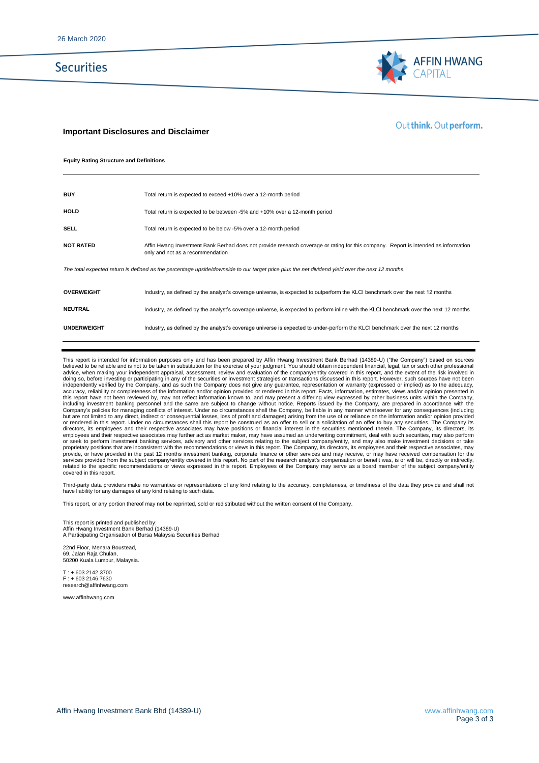## Important Disclosures and Disclaimer

**Equity Rating Structure and Definitions**

| | |
|---|---|
| **BUY** | Total return is expected to exceed +10% over a 12-month period |
| **HOLD** | Total return is expected to be between -5% and +10% over a 12-month period |
| **SELL** | Total return is expected to be below -5% over a 12-month period |
| **NOT RATED** | Affin Hwang Investment Bank Berhad does not provide research coverage or rating for this company. Report is intended as information only and not as a recommendation |

*The total expected return is defined as the percentage upside/downside to our target price plus the net dividend yield over the next 12 months.*

| | |
|---|---|
| **OVERWEIGHT** | Industry, as defined by the analyst's coverage universe, is expected to outperform the KLCI benchmark over the next 12 months |
| **NEUTRAL** | Industry, as defined by the analyst's coverage universe, is expected to perform inline with the KLCI benchmark over the next 12 months |
| **UNDERWEIGHT** | Industry, as defined by the analyst's coverage universe is expected to under-perform the KLCI benchmark over the next 12 months |

This report is intended for information purposes only and has been prepared by Affin Hwang Investment Bank Berhad (14389-U) ("the Company") based on sources believed to be reliable and is not to be taken in substitution for the exercise of your judgment. You should obtain independent financial, legal, tax or such other professional advice, when making your independent appraisal, assessment, review and evaluation of the company/entity covered in this report, and the extent of the risk involved in doing so, before investing or participating in any of the securities or investment strategies or transactions discussed in this report. However, such sources have not been independently verified by the Company, and as such the Company does not give any guarantee, representation or warranty (expressed or implied) as to the adequacy, accuracy, reliability or completeness of the information and/or opinion provided or rendered in this report. Facts, information, estimates, views and/or opinion presented in this report have not been reviewed by, may not reflect information known to, and may present a differing view expressed by other business units within the Company, including investment banking personnel and the same are subject to change without notice. Reports issued by the Company, are prepared in accordance with the Company's policies for managing conflicts of interest. Under no circumstances shall the Company, be liable in any manner whatsoever for any consequences (including but are not limited to any direct, indirect or consequential losses, loss of profit and damages) arising from the use of or reliance on the information and/or opinion provided or rendered in this report. Under no circumstances shall this report be construed as an offer to sell or a solicitation of an offer to buy any securities. The Company its directors, its employees and their respective associates may have positions or financial interest in the securities mentioned therein. The Company, its directors, its employees and their respective associates may further act as market maker, may have assumed an underwriting commitment, deal with such securities, may also perform or seek to perform investment banking services, advisory and other services relating to the subject company/entity, and may also make investment decisions or take proprietary positions that are inconsistent with the recommendations or views in this report. The Company, its directors, its employees and their respective associates, may provide, or have provided in the past 12 months investment banking, corporate finance or other services and may receive, or may have received compensation for the services provided from the subject company/entity covered in this report. No part of the research analyst's compensation or benefit was, is or will be, directly or indirectly, related to the specific recommendations or views expressed in this report. Employees of the Company may serve as a board member of the subject company/entity covered in this report.

Third-party data providers make no warranties or representations of any kind relating to the accuracy, completeness, or timeliness of the data they provide and shall not have liability for any damages of any kind relating to such data.

This report, or any portion thereof may not be reprinted, sold or redistributed without the written consent of the Company.

This report is printed and published by:
Affin Hwang Investment Bank Berhad (14389-U)
A Participating Organisation of Bursa Malaysia Securities Berhad

22nd Floor, Menara Boustead,
69, Jalan Raja Chulan,
50200 Kuala Lumpur, Malaysia.

T : + 603 2142 3700
F : + 603 2146 7630
research@affinhwang.com

www.affinhwang.com